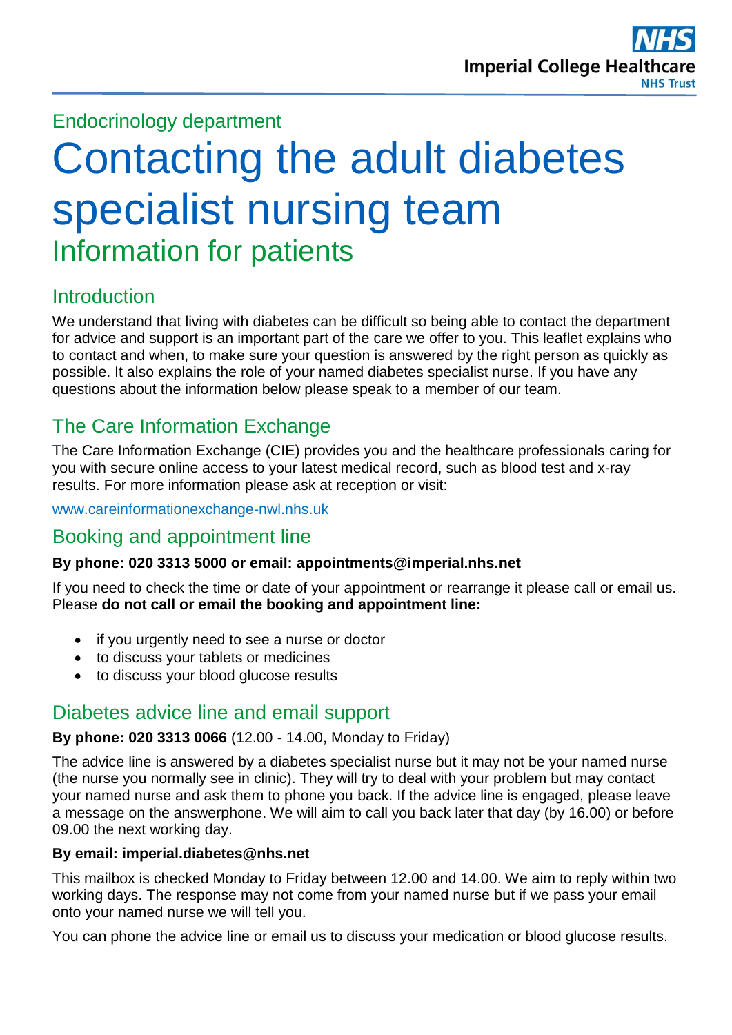Endocrinology department

# Contacting the adult diabetes specialist nursing team

## Information for patients

### Introduction

We understand that living with diabetes can be difficult so being able to contact the department for advice and support is an important part of the care we offer to you. This leaflet explains who to contact and when, to make sure your question is answered by the right person as quickly as possible. It also explains the role of your named diabetes specialist nurse. If you have any questions about the information below please speak to a member of our team.

### The Care Information Exchange

The Care Information Exchange (CIE) provides you and the healthcare professionals caring for you with secure online access to your latest medical record, such as blood test and x-ray results. For more information please ask at reception or visit:

www.careinformationexchange-nwl.nhs.uk

### Booking and appointment line

**By phone: 020 3313 5000 or email: appointments@imperial.nhs.net**

If you need to check the time or date of your appointment or rearrange it please call or email us. Please **do not call or email the booking and appointment line:**

- if you urgently need to see a nurse or doctor
- to discuss your tablets or medicines
- to discuss your blood glucose results

### Diabetes advice line and email support

**By phone: 020 3313 0066** (12.00 - 14.00, Monday to Friday)

The advice line is answered by a diabetes specialist nurse but it may not be your named nurse (the nurse you normally see in clinic). They will try to deal with your problem but may contact your named nurse and ask them to phone you back. If the advice line is engaged, please leave a message on the answerphone. We will aim to call you back later that day (by 16.00) or before 09.00 the next working day.

**By email: imperial.diabetes@nhs.net**

This mailbox is checked Monday to Friday between 12.00 and 14.00. We aim to reply within two working days. The response may not come from your named nurse but if we pass your email onto your named nurse we will tell you.

You can phone the advice line or email us to discuss your medication or blood glucose results.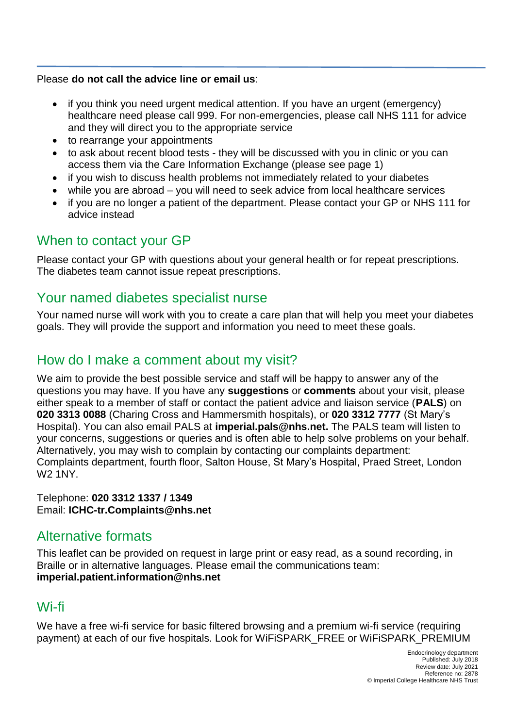Please **do not call the advice line or email us**:

- if you think you need urgent medical attention. If you have an urgent (emergency) healthcare need please call 999. For non-emergencies, please call NHS 111 for advice and they will direct you to the appropriate service
- to rearrange your appointments
- to ask about recent blood tests - they will be discussed with you in clinic or you can access them via the Care Information Exchange (please see page 1)
- if you wish to discuss health problems not immediately related to your diabetes
- while you are abroad – you will need to seek advice from local healthcare services
- if you are no longer a patient of the department. Please contact your GP or NHS 111 for advice instead

## When to contact your GP

Please contact your GP with questions about your general health or for repeat prescriptions. The diabetes team cannot issue repeat prescriptions.

## Your named diabetes specialist nurse

Your named nurse will work with you to create a care plan that will help you meet your diabetes goals. They will provide the support and information you need to meet these goals.

## How do I make a comment about my visit?

We aim to provide the best possible service and staff will be happy to answer any of the questions you may have. If you have any **suggestions** or **comments** about your visit, please either speak to a member of staff or contact the patient advice and liaison service (**PALS**) on **020 3313 0088** (Charing Cross and Hammersmith hospitals), or **020 3312 7777** (St Mary's Hospital). You can also email PALS at **imperial.pals@nhs.net.** The PALS team will listen to your concerns, suggestions or queries and is often able to help solve problems on your behalf. Alternatively, you may wish to complain by contacting our complaints department: Complaints department, fourth floor, Salton House, St Mary's Hospital, Praed Street, London W2 1NY.

Telephone: **020 3312 1337 / 1349**
Email: **ICHC-tr.Complaints@nhs.net**

## Alternative formats

This leaflet can be provided on request in large print or easy read, as a sound recording, in Braille or in alternative languages. Please email the communications team: **imperial.patient.information@nhs.net**

## Wi-fi

We have a free wi-fi service for basic filtered browsing and a premium wi-fi service (requiring payment) at each of our five hospitals. Look for WiFiSPARK_FREE or WiFiSPARK_PREMIUM

Endocrinology department
Published: July 2018
Review date: July 2021
Reference no: 2878
© Imperial College Healthcare NHS Trust